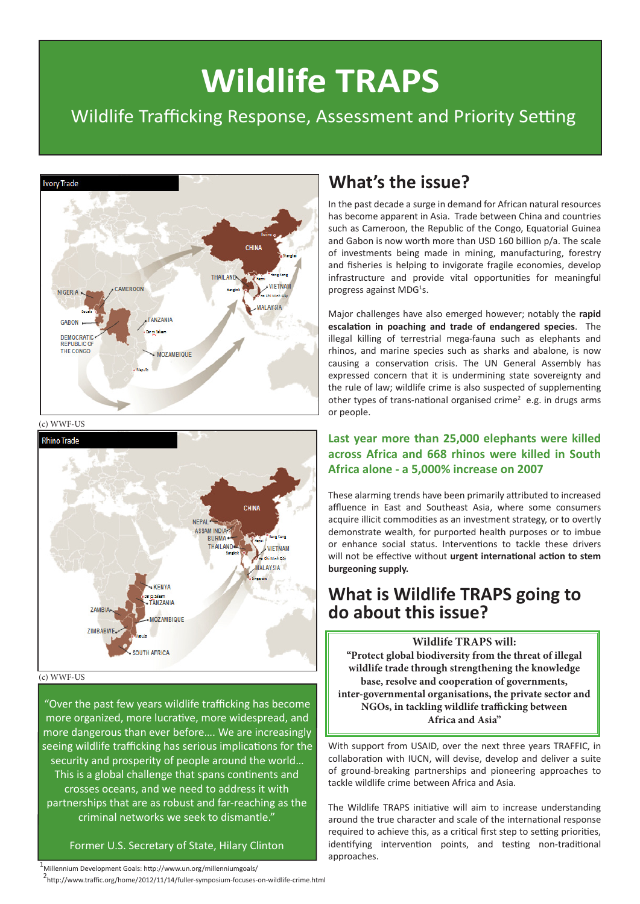# Wildlife TRAPS

## Wildlife Trafficking Response, Assessment and Priority Setting

(c) WWF-US

(c) WWF-US

> "Over the past few years wildlife trafficking has become more organized, more lucrative, more widespread, and more dangerous than ever before…. We are increasingly seeing wildlife trafficking has serious implications for the security and prosperity of people around the world… This is a global challenge that spans continents and crosses oceans, and we need to address it with partnerships that are as robust and far-reaching as the criminal networks we seek to dismantle."
>
> Former U.S. Secretary of State, Hilary Clinton

## What's the issue?

In the past decade a surge in demand for African natural resources has become apparent in Asia. Trade between China and countries such as Cameroon, the Republic of the Congo, Equatorial Guinea and Gabon is now worth more than USD 160 billion p/a. The scale of investments being made in mining, manufacturing, forestry and fisheries is helping to invigorate fragile economies, develop infrastructure and provide vital opportunities for meaningful progress against MDG[1]s.

Major challenges have also emerged however; notably the **rapid escalation in poaching and trade of endangered species**. The illegal killing of terrestrial mega-fauna such as elephants and rhinos, and marine species such as sharks and abalone, is now causing a conservation crisis. The UN General Assembly has expressed concern that it is undermining state sovereignty and the rule of law; wildlife crime is also suspected of supplementing other types of trans-national organised crime[2] e.g. in drugs arms or people.

### Last year more than 25,000 elephants were killed across Africa and 668 rhinos were killed in South Africa alone - a 5,000% increase on 2007

These alarming trends have been primarily attributed to increased affluence in East and Southeast Asia, where some consumers acquire illicit commodities as an investment strategy, or to overtly demonstrate wealth, for purported health purposes or to imbue or enhance social status. Interventions to tackle these drivers will not be effective without **urgent international action to stem burgeoning supply.**

## What is Wildlife TRAPS going to do about this issue?

> **Wildlife TRAPS will:**
> **"Protect global biodiversity from the threat of illegal wildlife trade through strengthening the knowledge base, resolve and cooperation of governments, inter-governmental organisations, the private sector and NGOs, in tackling wildlife trafficking between Africa and Asia"**

With support from USAID, over the next three years TRAFFIC, in collaboration with IUCN, will devise, develop and deliver a suite of ground-breaking partnerships and pioneering approaches to tackle wildlife crime between Africa and Asia.

The Wildlife TRAPS initiative will aim to increase understanding around the true character and scale of the international response required to achieve this, as a critical first step to setting priorities, identifying intervention points, and testing non-traditional approaches.

---

[1] Millennium Development Goals: http://www.un.org/millenniumgoals/

[2] http://www.traffic.org/home/2012/11/14/fuller-symposium-focuses-on-wildlife-crime.html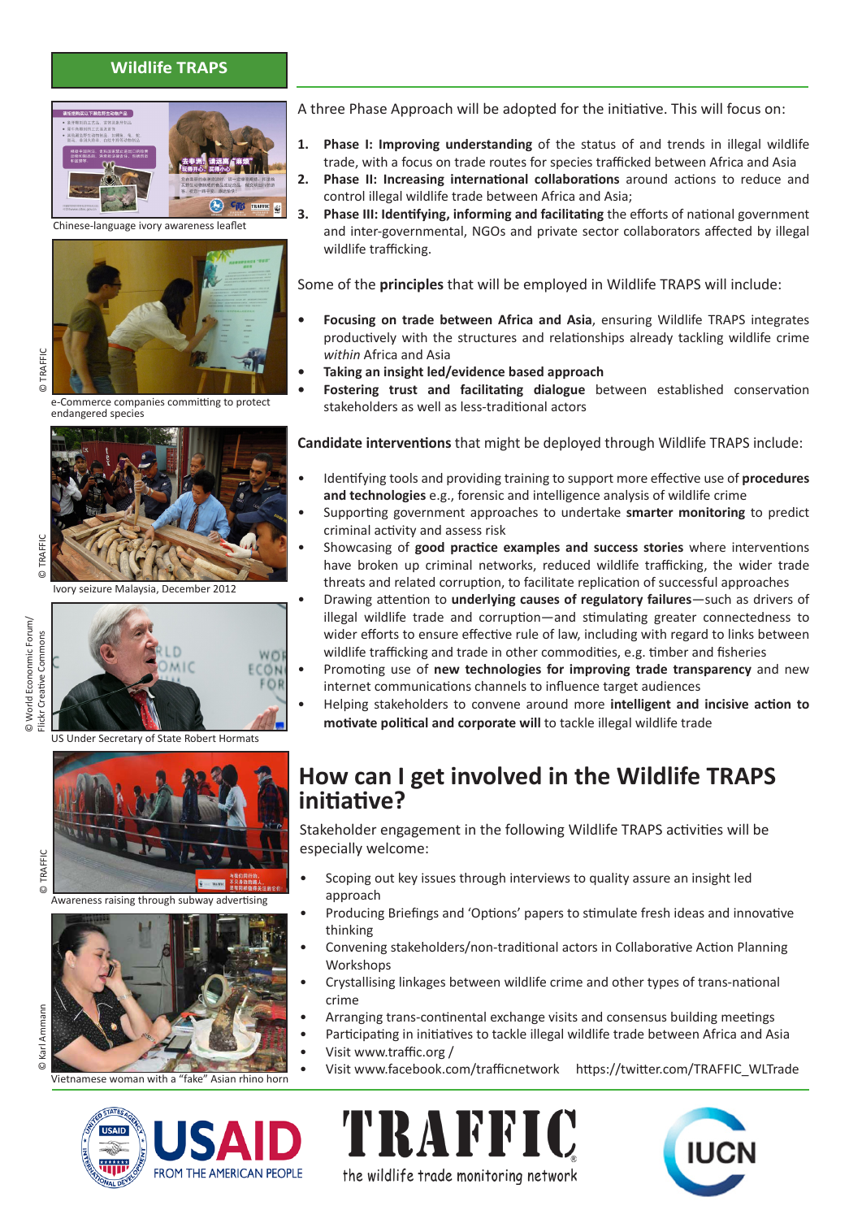Wildlife TRAPS

Chinese-language ivory awareness leaflet

© TRAFFIC

e-Commerce companies committing to protect endangered species

© TRAFFIC

Ivory seizure Malaysia, December 2012

© World Econonmic Forum/ Flickr Creative Commons

US Under Secretary of State Robert Hormats

© TRAFFIC

Awareness raising through subway advertising

© Karl Ammann

Vietnamese woman with a "fake" Asian rhino horn

A three Phase Approach will be adopted for the initiative. This will focus on:

1. **Phase I: Improving understanding** of the status of and trends in illegal wildlife trade, with a focus on trade routes for species trafficked between Africa and Asia
2. **Phase II: Increasing international collaborations** around actions to reduce and control illegal wildlife trade between Africa and Asia;
3. **Phase III: Identifying, informing and facilitating** the efforts of national government and inter-governmental, NGOs and private sector collaborators affected by illegal wildlife trafficking.

Some of the **principles** that will be employed in Wildlife TRAPS will include:

- **Focusing on trade between Africa and Asia**, ensuring Wildlife TRAPS integrates productively with the structures and relationships already tackling wildlife crime *within* Africa and Asia
- **Taking an insight led/evidence based approach**
- **Fostering trust and facilitating dialogue** between established conservation stakeholders as well as less-traditional actors

**Candidate interventions** that might be deployed through Wildlife TRAPS include:

- Identifying tools and providing training to support more effective use of **procedures and technologies** e.g., forensic and intelligence analysis of wildlife crime
- Supporting government approaches to undertake **smarter monitoring** to predict criminal activity and assess risk
- Showcasing of **good practice examples and success stories** where interventions have broken up criminal networks, reduced wildlife trafficking, the wider trade threats and related corruption, to facilitate replication of successful approaches
- Drawing attention to **underlying causes of regulatory failures**—such as drivers of illegal wildlife trade and corruption—and stimulating greater connectedness to wider efforts to ensure effective rule of law, including with regard to links between wildlife trafficking and trade in other commodities, e.g. timber and fisheries
- Promoting use of **new technologies for improving trade transparency** and new internet communications channels to influence target audiences
- Helping stakeholders to convene around more **intelligent and incisive action to motivate political and corporate will** to tackle illegal wildlife trade

## How can I get involved in the Wildlife TRAPS initiative?

Stakeholder engagement in the following Wildlife TRAPS activities will be especially welcome:

- Scoping out key issues through interviews to quality assure an insight led approach
- Producing Briefings and 'Options' papers to stimulate fresh ideas and innovative thinking
- Convening stakeholders/non-traditional actors in Collaborative Action Planning Workshops
- Crystallising linkages between wildlife crime and other types of trans-national crime
- Arranging trans-continental exchange visits and consensus building meetings
- Participating in initiatives to tackle illegal wildlife trade between Africa and Asia
- Visit www.traffic.org /
- Visit www.facebook.com/trafficnetwork https://twitter.com/TRAFFIC_WLTrade

USAID FROM THE AMERICAN PEOPLE

TRAFFIC the wildlife trade monitoring network

IUCN